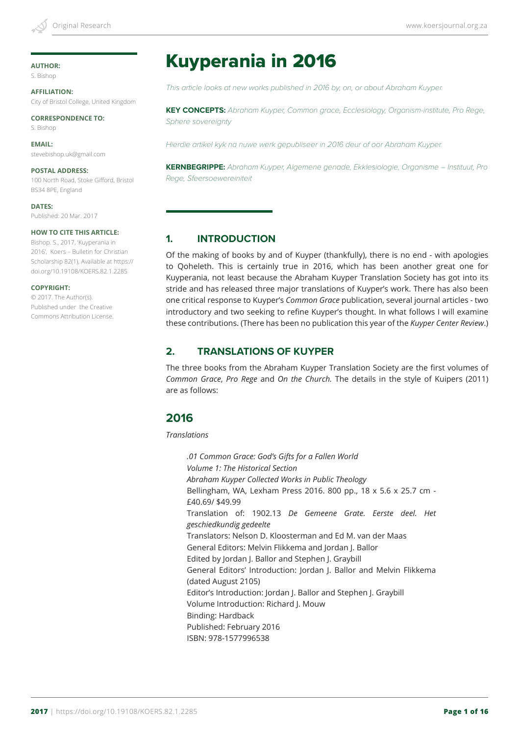**AUTHOR:**
S. Bishop

**AFFILIATION:**
City of Bristol College, United Kingdom

**CORRESPONDENCE TO:**
S. Bishop

**EMAIL:**
stevebishop.uk@gmail.com

**POSTAL ADDRESS:**
100 North Road, Stoke Gifford, Bristol BS34 8PE, England

**DATES:**
Published: 20 Mar. 2017

**HOW TO CITE THIS ARTICLE:**
Bishop. S., 2017, 'Kuyperania in 2016', Koers – Bulletin for Christian Scholarship 82(1), Available at https://doi.org/10.19108/KOERS.82.1.2285

**COPYRIGHT:**
© 2017. The Author(s). Published under the Creative Commons Attribution License.

# Kuyperania in 2016

*This article looks at new works published in 2016 by, on, or about Abraham Kuyper.*

**KEY CONCEPTS:** *Abraham Kuyper, Common grace, Ecclesiology, Organism-institute, Pro Rege, Sphere sovereignty*

*Hierdie artikel kyk na nuwe werk gepubliseer in 2016 deur of oor Abraham Kuyper.*

**KERNBEGRIPPE:** *Abraham Kuyper, Algemene genade, Ekklesiologie, Organisme – Instituut, Pro Rege, Sfeersoewereiniteit*

## 1. INTRODUCTION

Of the making of books by and of Kuyper (thankfully), there is no end - with apologies to Qoheleth. This is certainly true in 2016, which has been another great one for Kuyperania, not least because the Abraham Kuyper Translation Society has got into its stride and has released three major translations of Kuyper's work. There has also been one critical response to Kuyper's *Common Grace* publication, several journal articles - two introductory and two seeking to refine Kuyper's thought. In what follows I will examine these contributions. (There has been no publication this year of the *Kuyper Center Review*.)

## 2. TRANSLATIONS OF KUYPER

The three books from the Abraham Kuyper Translation Society are the first volumes of *Common Grace*, *Pro Rege* and *On the Church.* The details in the style of Kuipers (2011) are as follows:

## 2016

*Translations*

> *.01 Common Grace: God's Gifts for a Fallen World*
> *Volume 1: The Historical Section*
> *Abraham Kuyper Collected Works in Public Theology*
> Bellingham, WA, Lexham Press 2016. 800 pp., 18 x 5.6 x 25.7 cm - £40.69/ $49.99
> Translation of: 1902.13 *De Gemeene Grate. Eerste deel. Het geschiedkundig gedeelte*
> Translators: Nelson D. Kloosterman and Ed M. van der Maas
> General Editors: Melvin Flikkema and Jordan J. Ballor
> Edited by Jordan J. Ballor and Stephen J. Graybill
> General Editors' Introduction: Jordan J. Ballor and Melvin Flikkema (dated August 2105)
> Editor's Introduction: Jordan J. Ballor and Stephen J. Graybill
> Volume Introduction: Richard J. Mouw
> Binding: Hardback
> Published: February 2016
> ISBN: 978-1577996538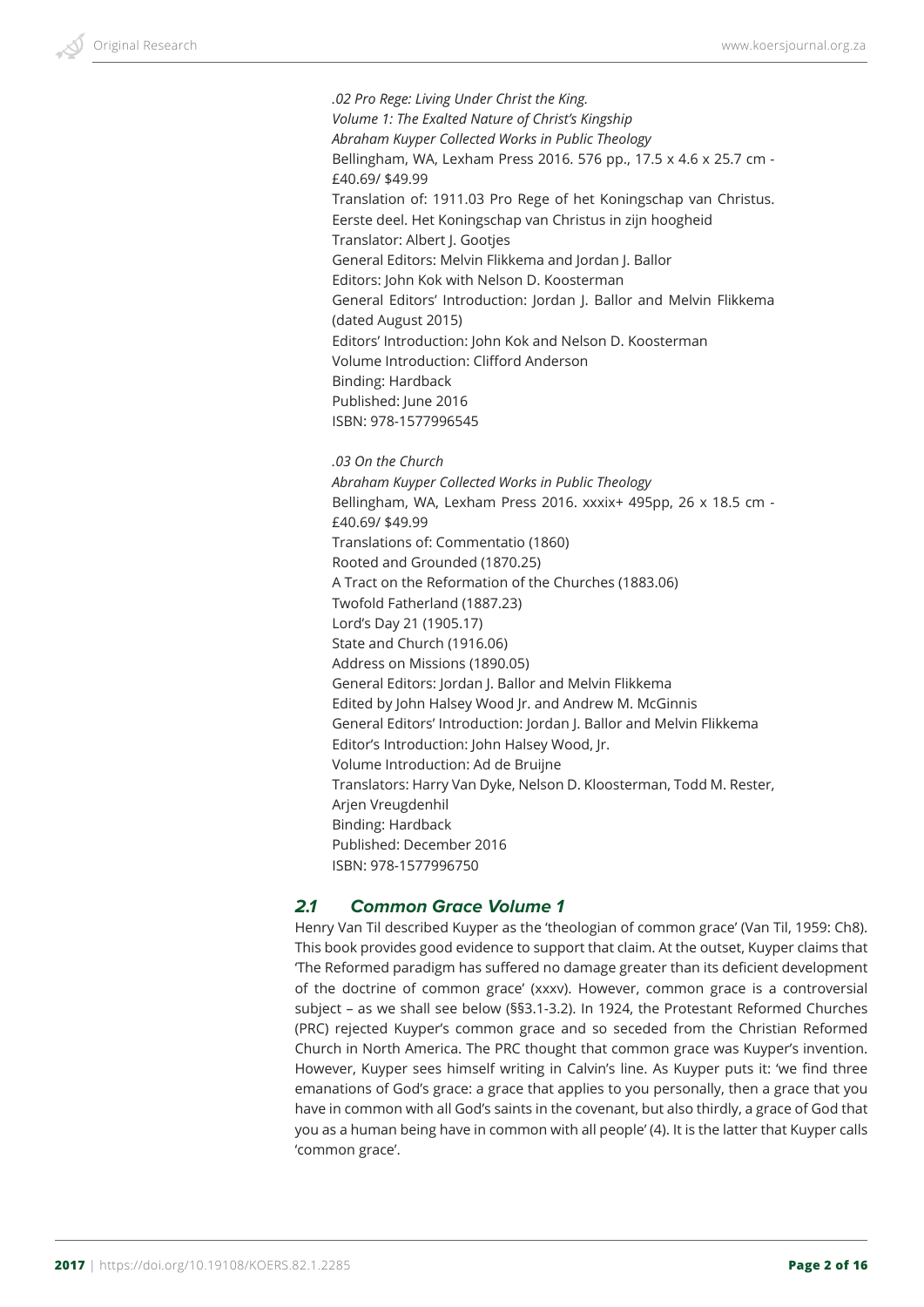*.02 Pro Rege: Living Under Christ the King.*
*Volume 1: The Exalted Nature of Christ's Kingship*
*Abraham Kuyper Collected Works in Public Theology*
Bellingham, WA, Lexham Press 2016. 576 pp., 17.5 x 4.6 x 25.7 cm - £40.69/ $49.99
Translation of: 1911.03 Pro Rege of het Koningschap van Christus. Eerste deel. Het Koningschap van Christus in zijn hoogheid
Translator: Albert J. Gootjes
General Editors: Melvin Flikkema and Jordan J. Ballor
Editors: John Kok with Nelson D. Koosterman
General Editors' Introduction: Jordan J. Ballor and Melvin Flikkema (dated August 2015)
Editors' Introduction: John Kok and Nelson D. Koosterman
Volume Introduction: Clifford Anderson
Binding: Hardback
Published: June 2016
ISBN: 978-1577996545

*.03 On the Church*
*Abraham Kuyper Collected Works in Public Theology*
Bellingham, WA, Lexham Press 2016. xxxix+ 495pp, 26 x 18.5 cm - £40.69/ $49.99
Translations of: Commentatio (1860)
Rooted and Grounded (1870.25)
A Tract on the Reformation of the Churches (1883.06)
Twofold Fatherland (1887.23)
Lord's Day 21 (1905.17)
State and Church (1916.06)
Address on Missions (1890.05)
General Editors: Jordan J. Ballor and Melvin Flikkema
Edited by John Halsey Wood Jr. and Andrew M. McGinnis
General Editors' Introduction: Jordan J. Ballor and Melvin Flikkema
Editor's Introduction: John Halsey Wood, Jr.
Volume Introduction: Ad de Bruijne
Translators: Harry Van Dyke, Nelson D. Kloosterman, Todd M. Rester, Arjen Vreugdenhil
Binding: Hardback
Published: December 2016
ISBN: 978-1577996750

## 2.1 Common Grace Volume 1

Henry Van Til described Kuyper as the 'theologian of common grace' (Van Til, 1959: Ch8). This book provides good evidence to support that claim. At the outset, Kuyper claims that 'The Reformed paradigm has suffered no damage greater than its deficient development of the doctrine of common grace' (xxxv). However, common grace is a controversial subject – as we shall see below (§§3.1-3.2). In 1924, the Protestant Reformed Churches (PRC) rejected Kuyper's common grace and so seceded from the Christian Reformed Church in North America. The PRC thought that common grace was Kuyper's invention. However, Kuyper sees himself writing in Calvin's line. As Kuyper puts it: 'we find three emanations of God's grace: a grace that applies to you personally, then a grace that you have in common with all God's saints in the covenant, but also thirdly, a grace of God that you as a human being have in common with all people' (4). It is the latter that Kuyper calls 'common grace'.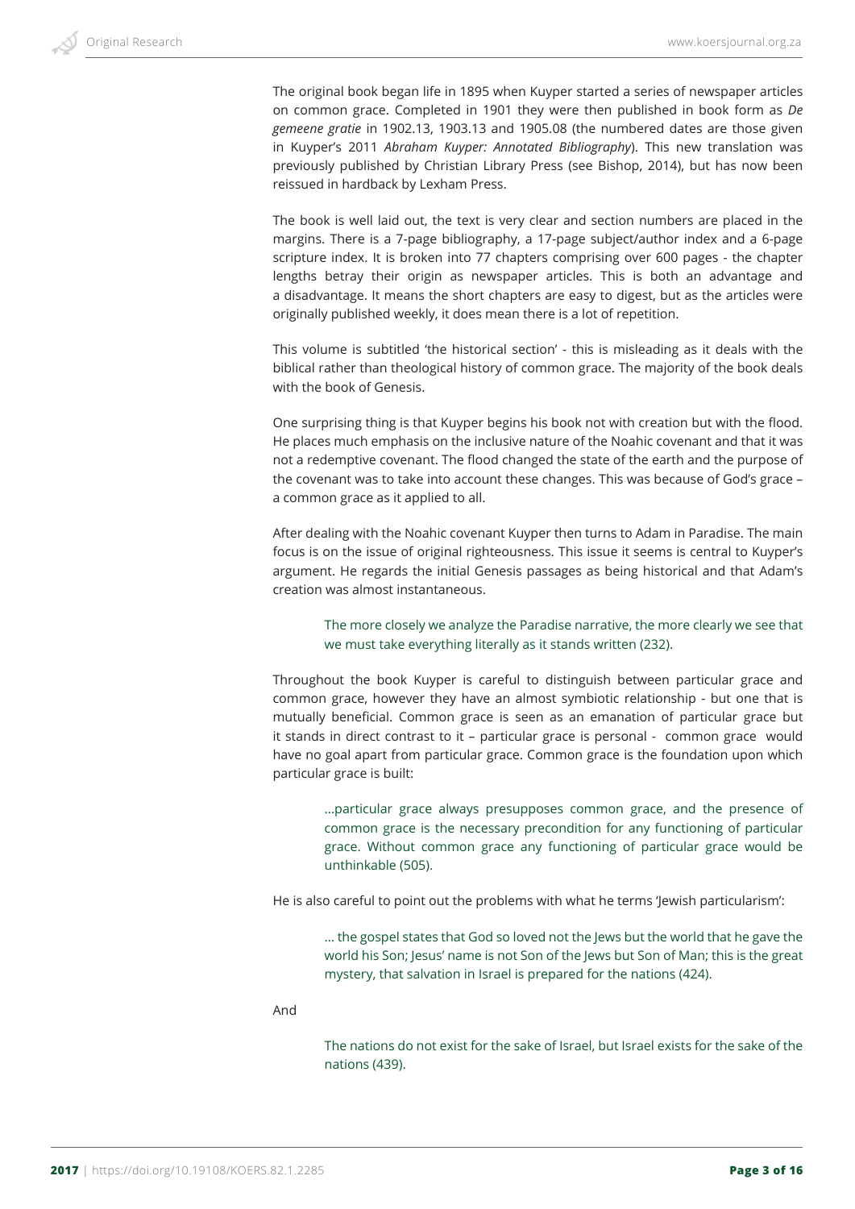The original book began life in 1895 when Kuyper started a series of newspaper articles on common grace. Completed in 1901 they were then published in book form as *De gemeene gratie* in 1902.13, 1903.13 and 1905.08 (the numbered dates are those given in Kuyper's 2011 *Abraham Kuyper: Annotated Bibliography*). This new translation was previously published by Christian Library Press (see Bishop, 2014), but has now been reissued in hardback by Lexham Press.

The book is well laid out, the text is very clear and section numbers are placed in the margins. There is a 7-page bibliography, a 17-page subject/author index and a 6-page scripture index. It is broken into 77 chapters comprising over 600 pages - the chapter lengths betray their origin as newspaper articles. This is both an advantage and a disadvantage. It means the short chapters are easy to digest, but as the articles were originally published weekly, it does mean there is a lot of repetition.

This volume is subtitled 'the historical section' - this is misleading as it deals with the biblical rather than theological history of common grace. The majority of the book deals with the book of Genesis.

One surprising thing is that Kuyper begins his book not with creation but with the flood. He places much emphasis on the inclusive nature of the Noahic covenant and that it was not a redemptive covenant. The flood changed the state of the earth and the purpose of the covenant was to take into account these changes. This was because of God's grace – a common grace as it applied to all.

After dealing with the Noahic covenant Kuyper then turns to Adam in Paradise. The main focus is on the issue of original righteousness. This issue it seems is central to Kuyper's argument. He regards the initial Genesis passages as being historical and that Adam's creation was almost instantaneous.

> The more closely we analyze the Paradise narrative, the more clearly we see that we must take everything literally as it stands written (232).

Throughout the book Kuyper is careful to distinguish between particular grace and common grace, however they have an almost symbiotic relationship - but one that is mutually beneficial. Common grace is seen as an emanation of particular grace but it stands in direct contrast to it – particular grace is personal - common grace would have no goal apart from particular grace. Common grace is the foundation upon which particular grace is built:

> ...particular grace always presupposes common grace, and the presence of common grace is the necessary precondition for any functioning of particular grace. Without common grace any functioning of particular grace would be unthinkable (505).

He is also careful to point out the problems with what he terms 'Jewish particularism':

> ... the gospel states that God so loved not the Jews but the world that he gave the world his Son; Jesus' name is not Son of the Jews but Son of Man; this is the great mystery, that salvation in Israel is prepared for the nations (424).

And

> The nations do not exist for the sake of Israel, but Israel exists for the sake of the nations (439).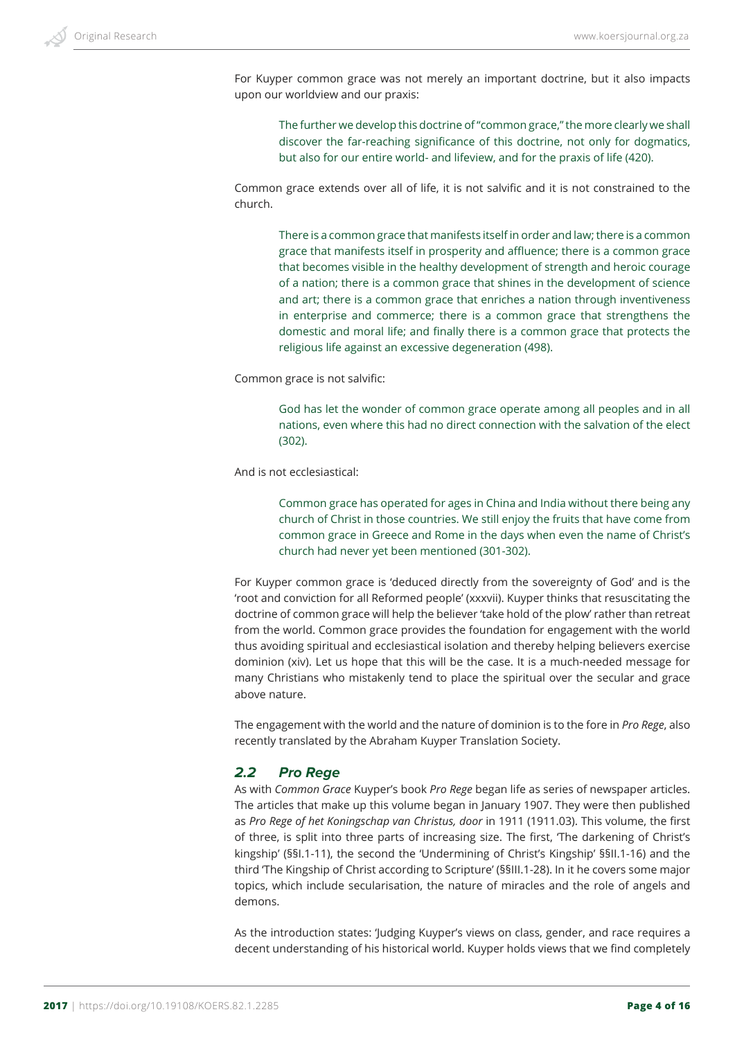For Kuyper common grace was not merely an important doctrine, but it also impacts upon our worldview and our praxis:

> The further we develop this doctrine of "common grace," the more clearly we shall discover the far-reaching significance of this doctrine, not only for dogmatics, but also for our entire world- and lifeview, and for the praxis of life (420).

Common grace extends over all of life, it is not salvific and it is not constrained to the church.

> There is a common grace that manifests itself in order and law; there is a common grace that manifests itself in prosperity and affluence; there is a common grace that becomes visible in the healthy development of strength and heroic courage of a nation; there is a common grace that shines in the development of science and art; there is a common grace that enriches a nation through inventiveness in enterprise and commerce; there is a common grace that strengthens the domestic and moral life; and finally there is a common grace that protects the religious life against an excessive degeneration (498).

Common grace is not salvific:

> God has let the wonder of common grace operate among all peoples and in all nations, even where this had no direct connection with the salvation of the elect (302).

And is not ecclesiastical:

> Common grace has operated for ages in China and India without there being any church of Christ in those countries. We still enjoy the fruits that have come from common grace in Greece and Rome in the days when even the name of Christ's church had never yet been mentioned (301-302).

For Kuyper common grace is 'deduced directly from the sovereignty of God' and is the 'root and conviction for all Reformed people' (xxxvii). Kuyper thinks that resuscitating the doctrine of common grace will help the believer 'take hold of the plow' rather than retreat from the world. Common grace provides the foundation for engagement with the world thus avoiding spiritual and ecclesiastical isolation and thereby helping believers exercise dominion (xiv). Let us hope that this will be the case. It is a much-needed message for many Christians who mistakenly tend to place the spiritual over the secular and grace above nature.

The engagement with the world and the nature of dominion is to the fore in *Pro Rege*, also recently translated by the Abraham Kuyper Translation Society.

### 2.2 Pro Rege

As with *Common Grace* Kuyper's book *Pro Rege* began life as series of newspaper articles. The articles that make up this volume began in January 1907. They were then published as *Pro Rege of het Koningschap van Christus, door* in 1911 (1911.03). This volume, the first of three, is split into three parts of increasing size. The first, 'The darkening of Christ's kingship' (§§I.1-11), the second the 'Undermining of Christ's Kingship' §§II.1-16) and the third 'The Kingship of Christ according to Scripture' (§§III.1-28). In it he covers some major topics, which include secularisation, the nature of miracles and the role of angels and demons.

As the introduction states: 'Judging Kuyper's views on class, gender, and race requires a decent understanding of his historical world. Kuyper holds views that we find completely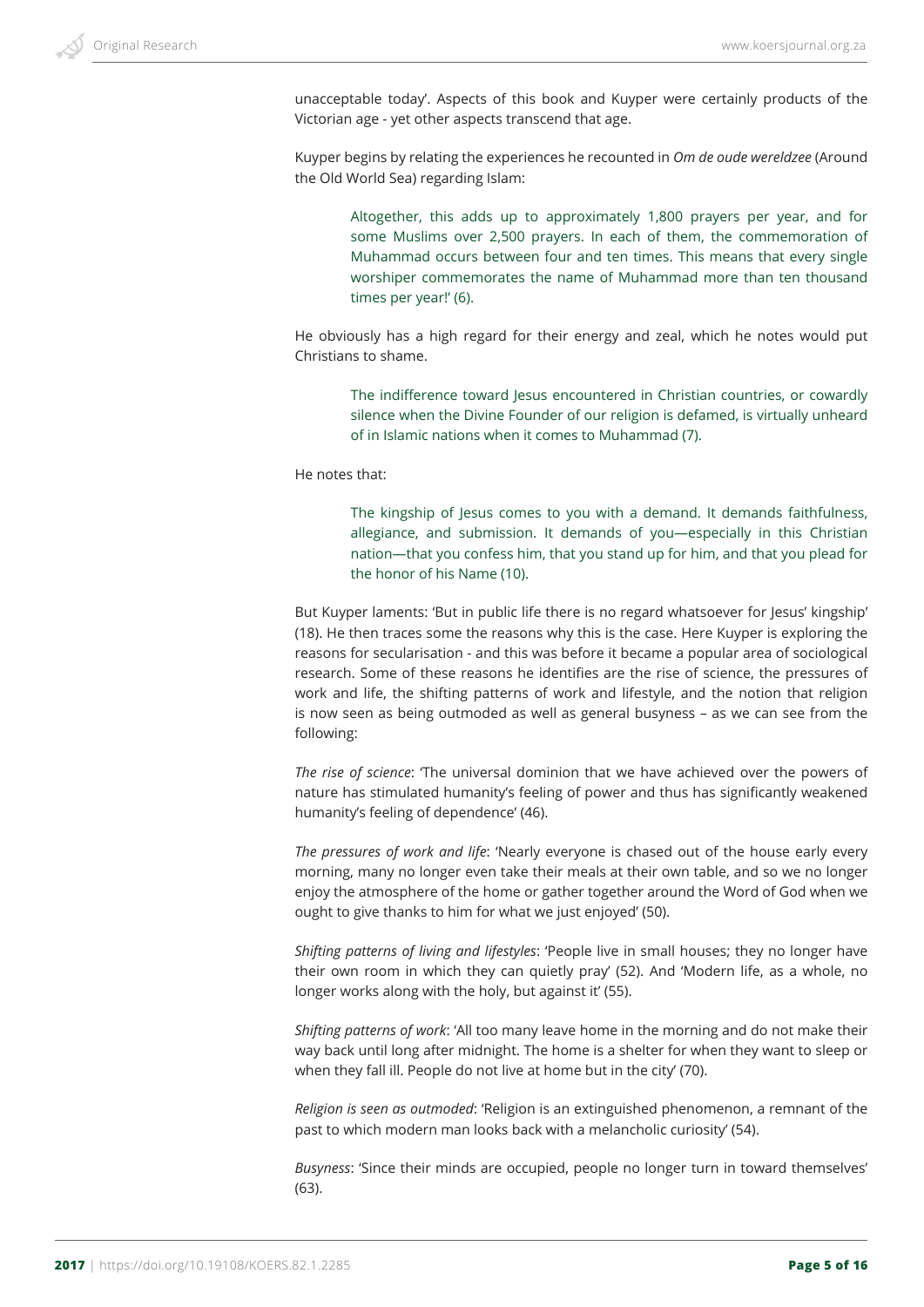unacceptable today'. Aspects of this book and Kuyper were certainly products of the Victorian age - yet other aspects transcend that age.

Kuyper begins by relating the experiences he recounted in *Om de oude wereldzee* (Around the Old World Sea) regarding Islam:

> Altogether, this adds up to approximately 1,800 prayers per year, and for some Muslims over 2,500 prayers. In each of them, the commemoration of Muhammad occurs between four and ten times. This means that every single worshiper commemorates the name of Muhammad more than ten thousand times per year!' (6).

He obviously has a high regard for their energy and zeal, which he notes would put Christians to shame.

> The indifference toward Jesus encountered in Christian countries, or cowardly silence when the Divine Founder of our religion is defamed, is virtually unheard of in Islamic nations when it comes to Muhammad (7).

He notes that:

> The kingship of Jesus comes to you with a demand. It demands faithfulness, allegiance, and submission. It demands of you—especially in this Christian nation—that you confess him, that you stand up for him, and that you plead for the honor of his Name (10).

But Kuyper laments: 'But in public life there is no regard whatsoever for Jesus' kingship' (18). He then traces some the reasons why this is the case. Here Kuyper is exploring the reasons for secularisation - and this was before it became a popular area of sociological research. Some of these reasons he identifies are the rise of science, the pressures of work and life, the shifting patterns of work and lifestyle, and the notion that religion is now seen as being outmoded as well as general busyness – as we can see from the following:

*The rise of science*: 'The universal dominion that we have achieved over the powers of nature has stimulated humanity's feeling of power and thus has significantly weakened humanity's feeling of dependence' (46).

*The pressures of work and life*: 'Nearly everyone is chased out of the house early every morning, many no longer even take their meals at their own table, and so we no longer enjoy the atmosphere of the home or gather together around the Word of God when we ought to give thanks to him for what we just enjoyed' (50).

*Shifting patterns of living and lifestyles*: 'People live in small houses; they no longer have their own room in which they can quietly pray' (52). And 'Modern life, as a whole, no longer works along with the holy, but against it' (55).

*Shifting patterns of work*: 'All too many leave home in the morning and do not make their way back until long after midnight. The home is a shelter for when they want to sleep or when they fall ill. People do not live at home but in the city' (70).

*Religion is seen as outmoded*: 'Religion is an extinguished phenomenon, a remnant of the past to which modern man looks back with a melancholic curiosity' (54).

*Busyness*: 'Since their minds are occupied, people no longer turn in toward themselves' (63).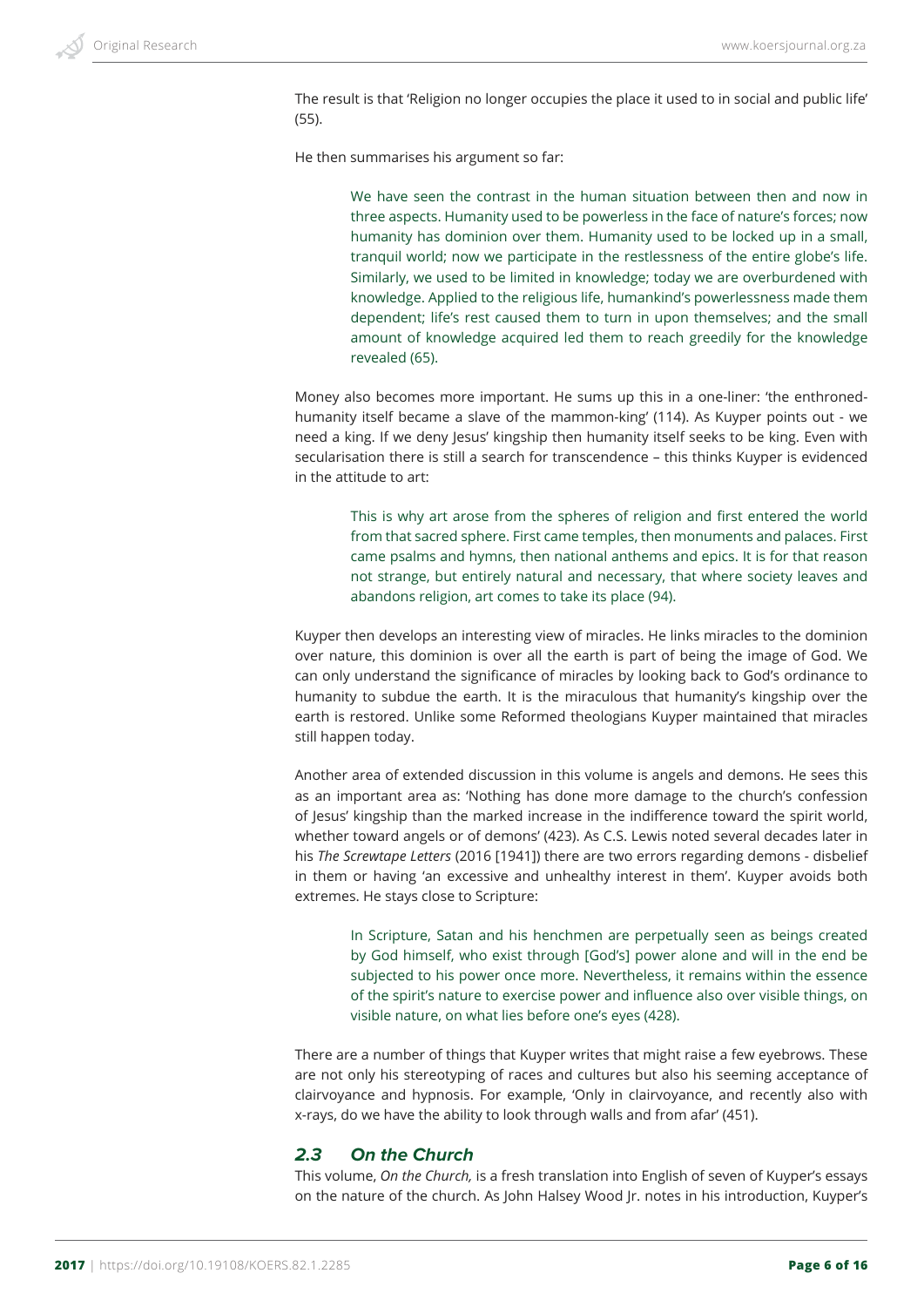The result is that 'Religion no longer occupies the place it used to in social and public life' (55).

He then summarises his argument so far:

> We have seen the contrast in the human situation between then and now in three aspects. Humanity used to be powerless in the face of nature's forces; now humanity has dominion over them. Humanity used to be locked up in a small, tranquil world; now we participate in the restlessness of the entire globe's life. Similarly, we used to be limited in knowledge; today we are overburdened with knowledge. Applied to the religious life, humankind's powerlessness made them dependent; life's rest caused them to turn in upon themselves; and the small amount of knowledge acquired led them to reach greedily for the knowledge revealed (65).

Money also becomes more important. He sums up this in a one-liner: 'the enthroned-humanity itself became a slave of the mammon-king' (114). As Kuyper points out - we need a king. If we deny Jesus' kingship then humanity itself seeks to be king. Even with secularisation there is still a search for transcendence – this thinks Kuyper is evidenced in the attitude to art:

> This is why art arose from the spheres of religion and first entered the world from that sacred sphere. First came temples, then monuments and palaces. First came psalms and hymns, then national anthems and epics. It is for that reason not strange, but entirely natural and necessary, that where society leaves and abandons religion, art comes to take its place (94).

Kuyper then develops an interesting view of miracles. He links miracles to the dominion over nature, this dominion is over all the earth is part of being the image of God. We can only understand the significance of miracles by looking back to God's ordinance to humanity to subdue the earth. It is the miraculous that humanity's kingship over the earth is restored. Unlike some Reformed theologians Kuyper maintained that miracles still happen today.

Another area of extended discussion in this volume is angels and demons. He sees this as an important area as: 'Nothing has done more damage to the church's confession of Jesus' kingship than the marked increase in the indifference toward the spirit world, whether toward angels or of demons' (423). As C.S. Lewis noted several decades later in his *The Screwtape Letters* (2016 [1941]) there are two errors regarding demons - disbelief in them or having 'an excessive and unhealthy interest in them'. Kuyper avoids both extremes. He stays close to Scripture:

> In Scripture, Satan and his henchmen are perpetually seen as beings created by God himself, who exist through [God's] power alone and will in the end be subjected to his power once more. Nevertheless, it remains within the essence of the spirit's nature to exercise power and influence also over visible things, on visible nature, on what lies before one's eyes (428).

There are a number of things that Kuyper writes that might raise a few eyebrows. These are not only his stereotyping of races and cultures but also his seeming acceptance of clairvoyance and hypnosis. For example, 'Only in clairvoyance, and recently also with x-rays, do we have the ability to look through walls and from afar' (451).

### 2.3 On the Church

This volume, *On the Church,* is a fresh translation into English of seven of Kuyper's essays on the nature of the church. As John Halsey Wood Jr. notes in his introduction, Kuyper's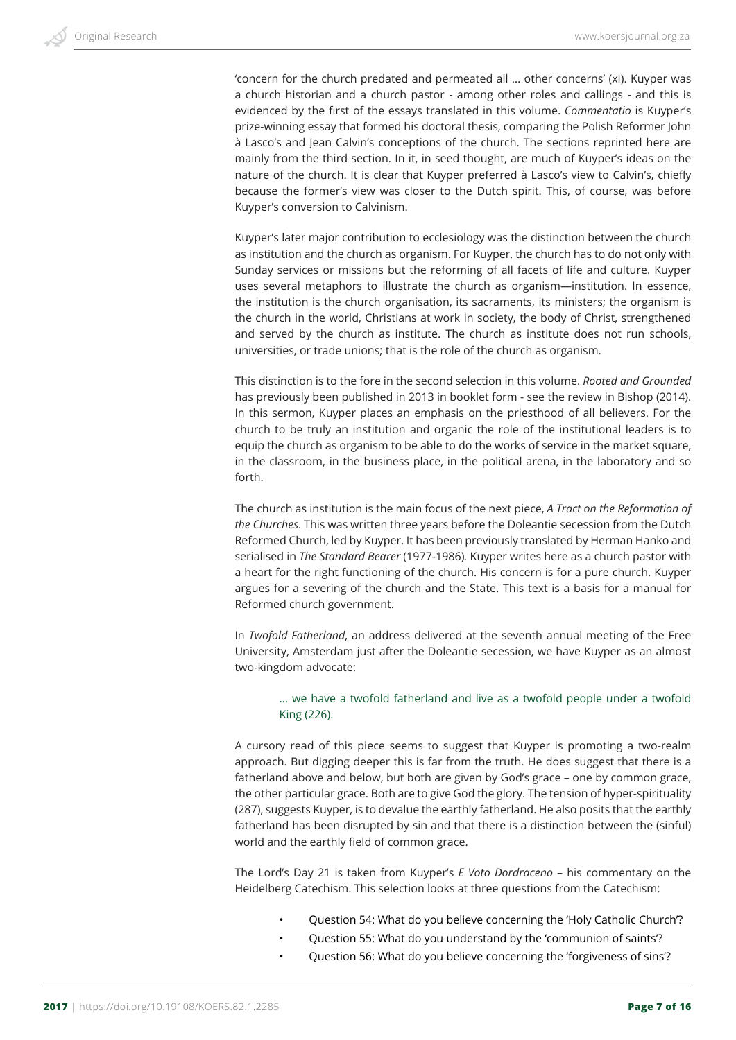'concern for the church predated and permeated all … other concerns' (xi). Kuyper was a church historian and a church pastor - among other roles and callings - and this is evidenced by the first of the essays translated in this volume. *Commentatio* is Kuyper's prize-winning essay that formed his doctoral thesis, comparing the Polish Reformer John à Lasco's and Jean Calvin's conceptions of the church. The sections reprinted here are mainly from the third section. In it, in seed thought, are much of Kuyper's ideas on the nature of the church. It is clear that Kuyper preferred à Lasco's view to Calvin's, chiefly because the former's view was closer to the Dutch spirit. This, of course, was before Kuyper's conversion to Calvinism.

Kuyper's later major contribution to ecclesiology was the distinction between the church as institution and the church as organism. For Kuyper, the church has to do not only with Sunday services or missions but the reforming of all facets of life and culture. Kuyper uses several metaphors to illustrate the church as organism—institution. In essence, the institution is the church organisation, its sacraments, its ministers; the organism is the church in the world, Christians at work in society, the body of Christ, strengthened and served by the church as institute. The church as institute does not run schools, universities, or trade unions; that is the role of the church as organism.

This distinction is to the fore in the second selection in this volume. *Rooted and Grounded* has previously been published in 2013 in booklet form - see the review in Bishop (2014). In this sermon, Kuyper places an emphasis on the priesthood of all believers. For the church to be truly an institution and organic the role of the institutional leaders is to equip the church as organism to be able to do the works of service in the market square, in the classroom, in the business place, in the political arena, in the laboratory and so forth.

The church as institution is the main focus of the next piece, *A Tract on the Reformation of the Churches*. This was written three years before the Doleantie secession from the Dutch Reformed Church, led by Kuyper. It has been previously translated by Herman Hanko and serialised in *The Standard Bearer* (1977-1986). Kuyper writes here as a church pastor with a heart for the right functioning of the church. His concern is for a pure church. Kuyper argues for a severing of the church and the State. This text is a basis for a manual for Reformed church government.

In *Twofold Fatherland*, an address delivered at the seventh annual meeting of the Free University, Amsterdam just after the Doleantie secession, we have Kuyper as an almost two-kingdom advocate:

> … we have a twofold fatherland and live as a twofold people under a twofold King (226).

A cursory read of this piece seems to suggest that Kuyper is promoting a two-realm approach. But digging deeper this is far from the truth. He does suggest that there is a fatherland above and below, but both are given by God's grace – one by common grace, the other particular grace. Both are to give God the glory. The tension of hyper-spirituality (287), suggests Kuyper, is to devalue the earthly fatherland. He also posits that the earthly fatherland has been disrupted by sin and that there is a distinction between the (sinful) world and the earthly field of common grace.

The Lord's Day 21 is taken from Kuyper's *E Voto Dordraceno* – his commentary on the Heidelberg Catechism. This selection looks at three questions from the Catechism:

- Question 54: What do you believe concerning the 'Holy Catholic Church'?
- Question 55: What do you understand by the 'communion of saints'?
- Question 56: What do you believe concerning the 'forgiveness of sins'?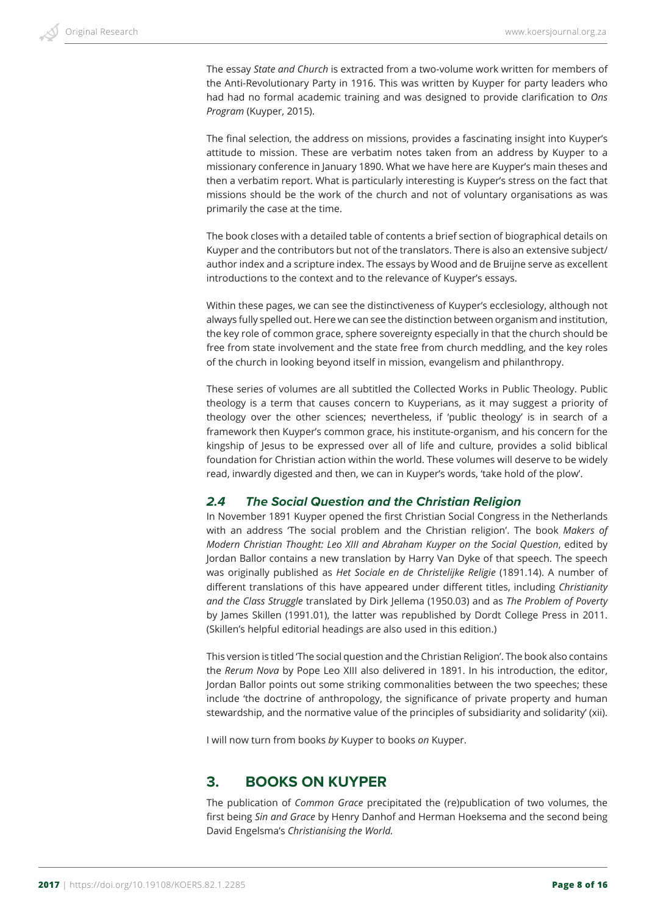The essay *State and Church* is extracted from a two-volume work written for members of the Anti-Revolutionary Party in 1916. This was written by Kuyper for party leaders who had had no formal academic training and was designed to provide clarification to *Ons Program* (Kuyper, 2015).

The final selection, the address on missions, provides a fascinating insight into Kuyper's attitude to mission. These are verbatim notes taken from an address by Kuyper to a missionary conference in January 1890. What we have here are Kuyper's main theses and then a verbatim report. What is particularly interesting is Kuyper's stress on the fact that missions should be the work of the church and not of voluntary organisations as was primarily the case at the time.

The book closes with a detailed table of contents a brief section of biographical details on Kuyper and the contributors but not of the translators. There is also an extensive subject/author index and a scripture index. The essays by Wood and de Bruijne serve as excellent introductions to the context and to the relevance of Kuyper's essays.

Within these pages, we can see the distinctiveness of Kuyper's ecclesiology, although not always fully spelled out. Here we can see the distinction between organism and institution, the key role of common grace, sphere sovereignty especially in that the church should be free from state involvement and the state free from church meddling, and the key roles of the church in looking beyond itself in mission, evangelism and philanthropy.

These series of volumes are all subtitled the Collected Works in Public Theology. Public theology is a term that causes concern to Kuyperians, as it may suggest a priority of theology over the other sciences; nevertheless, if 'public theology' is in search of a framework then Kuyper's common grace, his institute-organism, and his concern for the kingship of Jesus to be expressed over all of life and culture, provides a solid biblical foundation for Christian action within the world. These volumes will deserve to be widely read, inwardly digested and then, we can in Kuyper's words, 'take hold of the plow'.

### 2.4 The Social Question and the Christian Religion

In November 1891 Kuyper opened the first Christian Social Congress in the Netherlands with an address 'The social problem and the Christian religion'. The book *Makers of Modern Christian Thought: Leo XIII and Abraham Kuyper on the Social Question*, edited by Jordan Ballor contains a new translation by Harry Van Dyke of that speech. The speech was originally published as *Het Sociale en de Christelijke Religie* (1891.14). A number of different translations of this have appeared under different titles, including *Christianity and the Class Struggle* translated by Dirk Jellema (1950.03) and as *The Problem of Poverty* by James Skillen (1991.01), the latter was republished by Dordt College Press in 2011. (Skillen's helpful editorial headings are also used in this edition.)

This version is titled 'The social question and the Christian Religion'. The book also contains the *Rerum Nova* by Pope Leo XIII also delivered in 1891. In his introduction, the editor, Jordan Ballor points out some striking commonalities between the two speeches; these include 'the doctrine of anthropology, the significance of private property and human stewardship, and the normative value of the principles of subsidiarity and solidarity' (xii).

I will now turn from books *by* Kuyper to books *on* Kuyper.

## 3. BOOKS ON KUYPER

The publication of *Common Grace* precipitated the (re)publication of two volumes, the first being *Sin and Grace* by Henry Danhof and Herman Hoeksema and the second being David Engelsma's *Christianising the World.*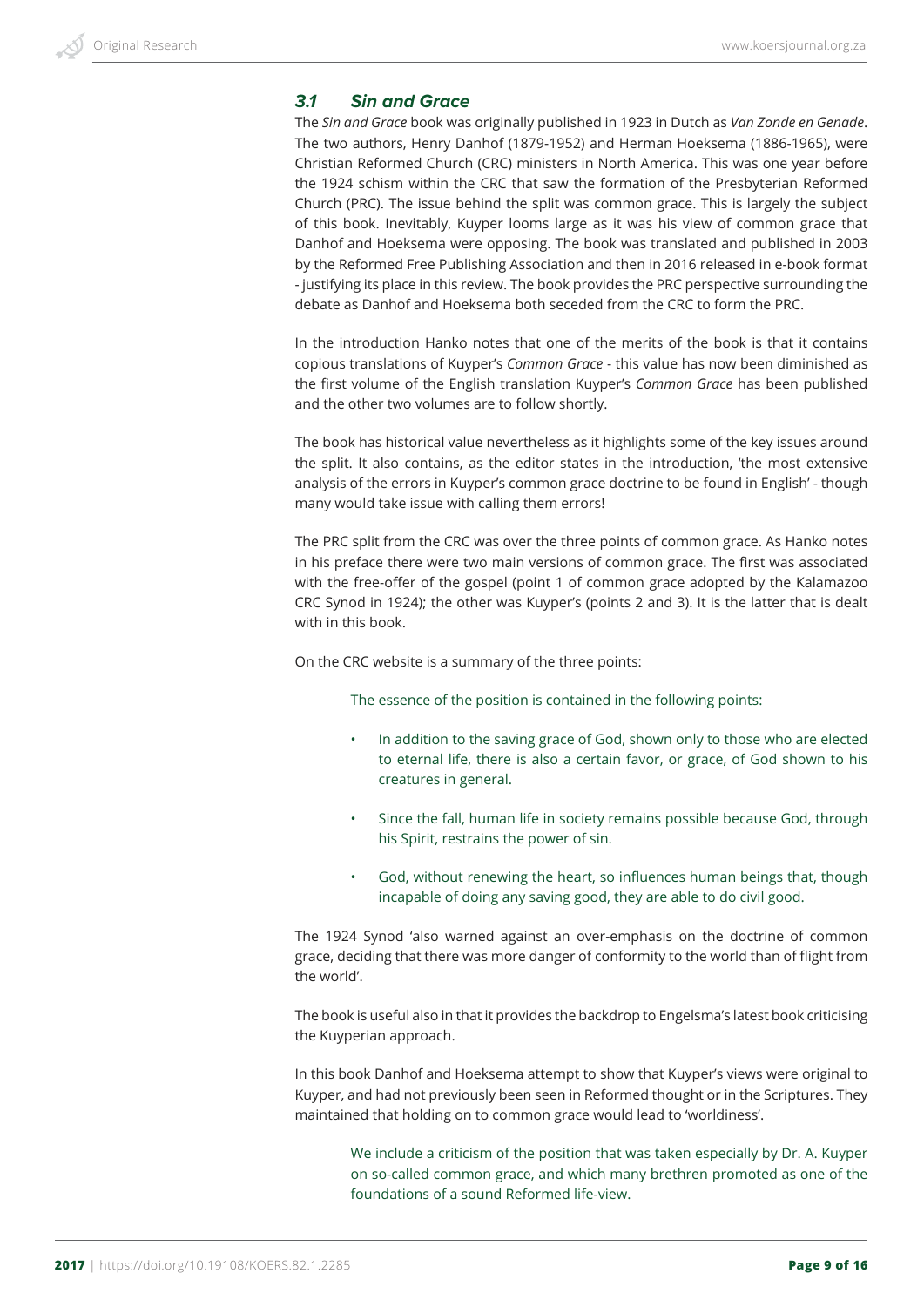### *3.1 Sin and Grace*

The *Sin and Grace* book was originally published in 1923 in Dutch as *Van Zonde en Genade*. The two authors, Henry Danhof (1879-1952) and Herman Hoeksema (1886-1965), were Christian Reformed Church (CRC) ministers in North America. This was one year before the 1924 schism within the CRC that saw the formation of the Presbyterian Reformed Church (PRC). The issue behind the split was common grace. This is largely the subject of this book. Inevitably, Kuyper looms large as it was his view of common grace that Danhof and Hoeksema were opposing. The book was translated and published in 2003 by the Reformed Free Publishing Association and then in 2016 released in e-book format - justifying its place in this review. The book provides the PRC perspective surrounding the debate as Danhof and Hoeksema both seceded from the CRC to form the PRC.

In the introduction Hanko notes that one of the merits of the book is that it contains copious translations of Kuyper's *Common Grace* - this value has now been diminished as the first volume of the English translation Kuyper's *Common Grace* has been published and the other two volumes are to follow shortly.

The book has historical value nevertheless as it highlights some of the key issues around the split. It also contains, as the editor states in the introduction, 'the most extensive analysis of the errors in Kuyper's common grace doctrine to be found in English' - though many would take issue with calling them errors!

The PRC split from the CRC was over the three points of common grace. As Hanko notes in his preface there were two main versions of common grace. The first was associated with the free-offer of the gospel (point 1 of common grace adopted by the Kalamazoo CRC Synod in 1924); the other was Kuyper's (points 2 and 3). It is the latter that is dealt with in this book.

On the CRC website is a summary of the three points:

> The essence of the position is contained in the following points:
>
> - In addition to the saving grace of God, shown only to those who are elected to eternal life, there is also a certain favor, or grace, of God shown to his creatures in general.
> - Since the fall, human life in society remains possible because God, through his Spirit, restrains the power of sin.
> - God, without renewing the heart, so influences human beings that, though incapable of doing any saving good, they are able to do civil good.

The 1924 Synod 'also warned against an over-emphasis on the doctrine of common grace, deciding that there was more danger of conformity to the world than of flight from the world'.

The book is useful also in that it provides the backdrop to Engelsma's latest book criticising the Kuyperian approach.

In this book Danhof and Hoeksema attempt to show that Kuyper's views were original to Kuyper, and had not previously been seen in Reformed thought or in the Scriptures. They maintained that holding on to common grace would lead to 'worldiness'.

> We include a criticism of the position that was taken especially by Dr. A. Kuyper on so-called common grace, and which many brethren promoted as one of the foundations of a sound Reformed life-view.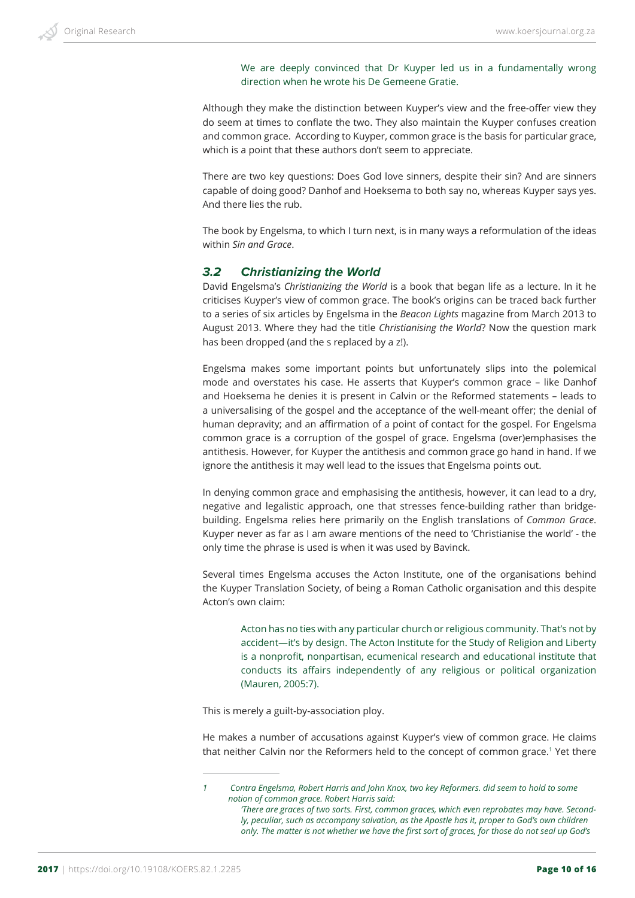> We are deeply convinced that Dr Kuyper led us in a fundamentally wrong direction when he wrote his De Gemeene Gratie.

Although they make the distinction between Kuyper's view and the free-offer view they do seem at times to conflate the two. They also maintain the Kuyper confuses creation and common grace.  According to Kuyper, common grace is the basis for particular grace, which is a point that these authors don't seem to appreciate.

There are two key questions: Does God love sinners, despite their sin? And are sinners capable of doing good? Danhof and Hoeksema to both say no, whereas Kuyper says yes. And there lies the rub.

The book by Engelsma, to which I turn next, is in many ways a reformulation of the ideas within *Sin and Grace*.

### 3.2 Christianizing the World

David Engelsma's *Christianizing the World* is a book that began life as a lecture. In it he criticises Kuyper's view of common grace. The book's origins can be traced back further to a series of six articles by Engelsma in the *Beacon Lights* magazine from March 2013 to August 2013. Where they had the title *Christianising the World*? Now the question mark has been dropped (and the s replaced by a z!).

Engelsma makes some important points but unfortunately slips into the polemical mode and overstates his case. He asserts that Kuyper's common grace – like Danhof and Hoeksema he denies it is present in Calvin or the Reformed statements – leads to a universalising of the gospel and the acceptance of the well-meant offer; the denial of human depravity; and an affirmation of a point of contact for the gospel. For Engelsma common grace is a corruption of the gospel of grace. Engelsma (over)emphasises the antithesis. However, for Kuyper the antithesis and common grace go hand in hand. If we ignore the antithesis it may well lead to the issues that Engelsma points out.

In denying common grace and emphasising the antithesis, however, it can lead to a dry, negative and legalistic approach, one that stresses fence-building rather than bridge-building. Engelsma relies here primarily on the English translations of *Common Grace*. Kuyper never as far as I am aware mentions of the need to 'Christianise the world' - the only time the phrase is used is when it was used by Bavinck.

Several times Engelsma accuses the Acton Institute, one of the organisations behind the Kuyper Translation Society, of being a Roman Catholic organisation and this despite Acton's own claim:

> Acton has no ties with any particular church or religious community. That's not by accident—it's by design. The Acton Institute for the Study of Religion and Liberty is a nonprofit, nonpartisan, ecumenical research and educational institute that conducts its affairs independently of any religious or political organization (Mauren, 2005:7).

This is merely a guilt-by-association ploy.

He makes a number of accusations against Kuyper's view of common grace. He claims that neither Calvin nor the Reformers held to the concept of common grace.[1] Yet there

---

1 *Contra Engelsma, Robert Harris and John Knox, two key Reformers. did seem to hold to some notion of common grace. Robert Harris said:*
*'There are graces of two sorts. First, common graces, which even reprobates may have. Secondly, peculiar, such as accompany salvation, as the Apostle has it, proper to God's own children only. The matter is not whether we have the first sort of graces, for those do not seal up God's*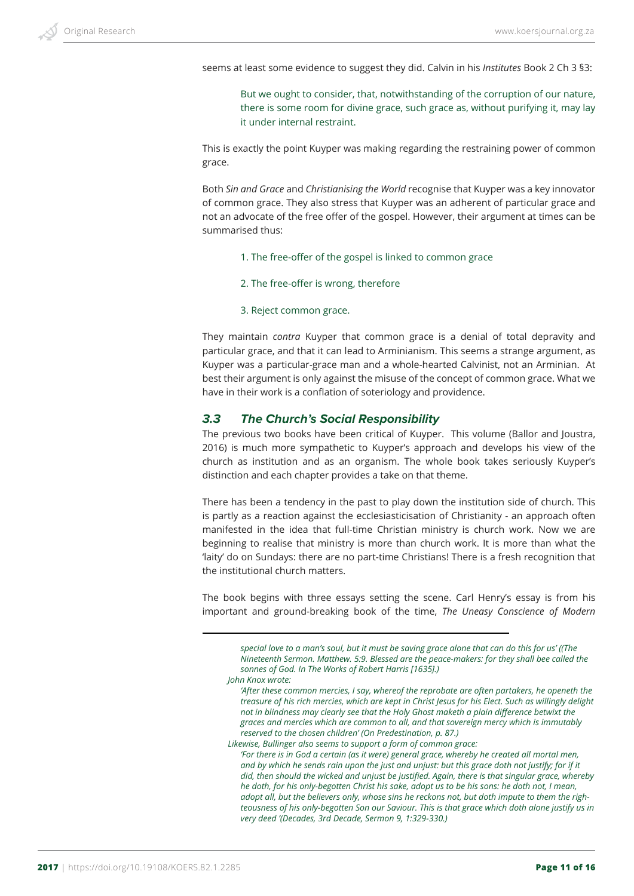seems at least some evidence to suggest they did. Calvin in his *Institutes* Book 2 Ch 3 §3:

> But we ought to consider, that, notwithstanding of the corruption of our nature, there is some room for divine grace, such grace as, without purifying it, may lay it under internal restraint.

This is exactly the point Kuyper was making regarding the restraining power of common grace.

Both *Sin and Grace* and *Christianising the World* recognise that Kuyper was a key innovator of common grace. They also stress that Kuyper was an adherent of particular grace and not an advocate of the free offer of the gospel. However, their argument at times can be summarised thus:

> 1. The free-offer of the gospel is linked to common grace
>
> 2. The free-offer is wrong, therefore
>
> 3. Reject common grace.

They maintain *contra* Kuyper that common grace is a denial of total depravity and particular grace, and that it can lead to Arminianism. This seems a strange argument, as Kuyper was a particular-grace man and a whole-hearted Calvinist, not an Arminian. At best their argument is only against the misuse of the concept of common grace. What we have in their work is a conflation of soteriology and providence.

### 3.3 The Church's Social Responsibility

The previous two books have been critical of Kuyper. This volume (Ballor and Joustra, 2016) is much more sympathetic to Kuyper's approach and develops his view of the church as institution and as an organism. The whole book takes seriously Kuyper's distinction and each chapter provides a take on that theme.

There has been a tendency in the past to play down the institution side of church. This is partly as a reaction against the ecclesiasticisation of Christianity - an approach often manifested in the idea that full-time Christian ministry is church work. Now we are beginning to realise that ministry is more than church work. It is more than what the 'laity' do on Sundays: there are no part-time Christians! There is a fresh recognition that the institutional church matters.

The book begins with three essays setting the scene. Carl Henry's essay is from his important and ground-breaking book of the time, *The Uneasy Conscience of Modern*

---

*special love to a man's soul, but it must be saving grace alone that can do this for us' ((The Nineteenth Sermon. Matthew. 5:9. Blessed are the peace-makers: for they shall bee called the sonnes of God. In The Works of Robert Harris [1635].)*

*John Knox wrote:*

*'After these common mercies, I say, whereof the reprobate are often partakers, he openeth the treasure of his rich mercies, which are kept in Christ Jesus for his Elect. Such as willingly delight not in blindness may clearly see that the Holy Ghost maketh a plain difference betwixt the graces and mercies which are common to all, and that sovereign mercy which is immutably reserved to the chosen children' (On Predestination, p. 87.)*

*Likewise, Bullinger also seems to support a form of common grace:*

*'For there is in God a certain (as it were) general grace, whereby he created all mortal men, and by which he sends rain upon the just and unjust: but this grace doth not justify; for if it did, then should the wicked and unjust be justified. Again, there is that singular grace, whereby he doth, for his only-begotten Christ his sake, adopt us to be his sons: he doth not, I mean, adopt all, but the believers only, whose sins he reckons not, but doth impute to them the righteousness of his only-begotten Son our Saviour. This is that grace which doth alone justify us in very deed '(Decades, 3rd Decade, Sermon 9, 1:329-330.)*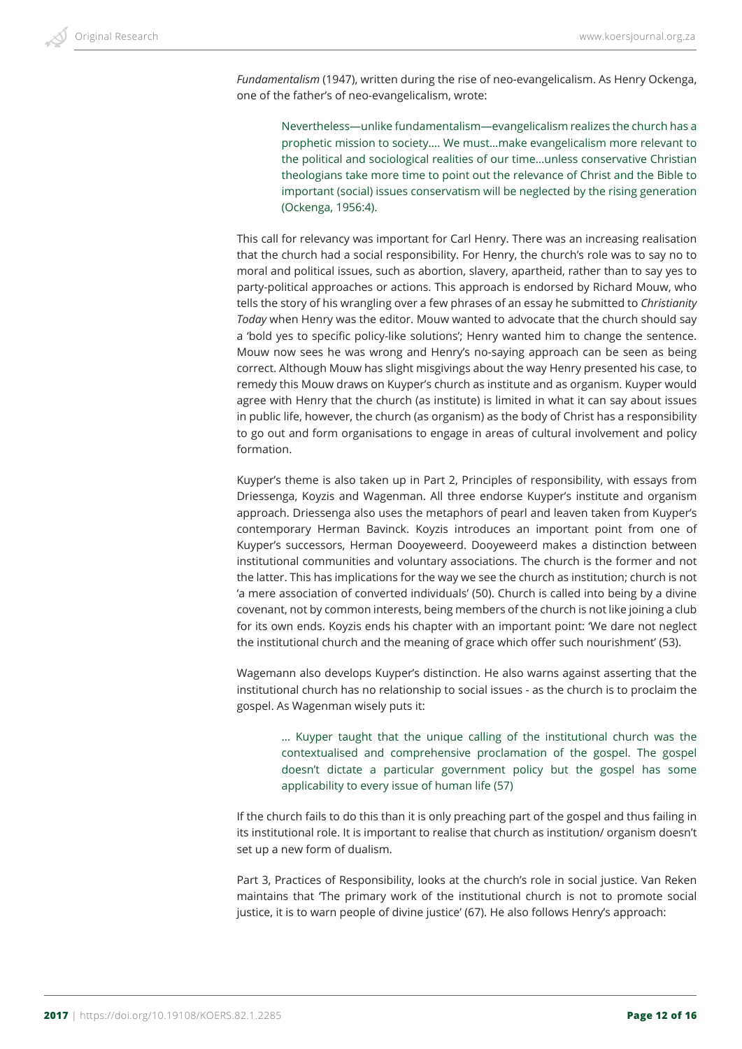*Fundamentalism* (1947), written during the rise of neo-evangelicalism. As Henry Ockenga, one of the father's of neo-evangelicalism, wrote:

> Nevertheless—unlike fundamentalism—evangelicalism realizes the church has a prophetic mission to society.... We must...make evangelicalism more relevant to the political and sociological realities of our time...unless conservative Christian theologians take more time to point out the relevance of Christ and the Bible to important (social) issues conservatism will be neglected by the rising generation (Ockenga, 1956:4).

This call for relevancy was important for Carl Henry. There was an increasing realisation that the church had a social responsibility. For Henry, the church's role was to say no to moral and political issues, such as abortion, slavery, apartheid, rather than to say yes to party-political approaches or actions. This approach is endorsed by Richard Mouw, who tells the story of his wrangling over a few phrases of an essay he submitted to *Christianity Today* when Henry was the editor. Mouw wanted to advocate that the church should say a 'bold yes to specific policy-like solutions'; Henry wanted him to change the sentence. Mouw now sees he was wrong and Henry's no-saying approach can be seen as being correct. Although Mouw has slight misgivings about the way Henry presented his case, to remedy this Mouw draws on Kuyper's church as institute and as organism. Kuyper would agree with Henry that the church (as institute) is limited in what it can say about issues in public life, however, the church (as organism) as the body of Christ has a responsibility to go out and form organisations to engage in areas of cultural involvement and policy formation.

Kuyper's theme is also taken up in Part 2, Principles of responsibility, with essays from Driessenga, Koyzis and Wagenman. All three endorse Kuyper's institute and organism approach. Driessenga also uses the metaphors of pearl and leaven taken from Kuyper's contemporary Herman Bavinck. Koyzis introduces an important point from one of Kuyper's successors, Herman Dooyeweerd. Dooyeweerd makes a distinction between institutional communities and voluntary associations. The church is the former and not the latter. This has implications for the way we see the church as institution; church is not 'a mere association of converted individuals' (50). Church is called into being by a divine covenant, not by common interests, being members of the church is not like joining a club for its own ends. Koyzis ends his chapter with an important point: 'We dare not neglect the institutional church and the meaning of grace which offer such nourishment' (53).

Wagemann also develops Kuyper's distinction. He also warns against asserting that the institutional church has no relationship to social issues - as the church is to proclaim the gospel. As Wagenman wisely puts it:

> ... Kuyper taught that the unique calling of the institutional church was the contextualised and comprehensive proclamation of the gospel. The gospel doesn't dictate a particular government policy but the gospel has some applicability to every issue of human life (57)

If the church fails to do this than it is only preaching part of the gospel and thus failing in its institutional role. It is important to realise that church as institution/ organism doesn't set up a new form of dualism.

Part 3, Practices of Responsibility, looks at the church's role in social justice. Van Reken maintains that 'The primary work of the institutional church is not to promote social justice, it is to warn people of divine justice' (67). He also follows Henry's approach: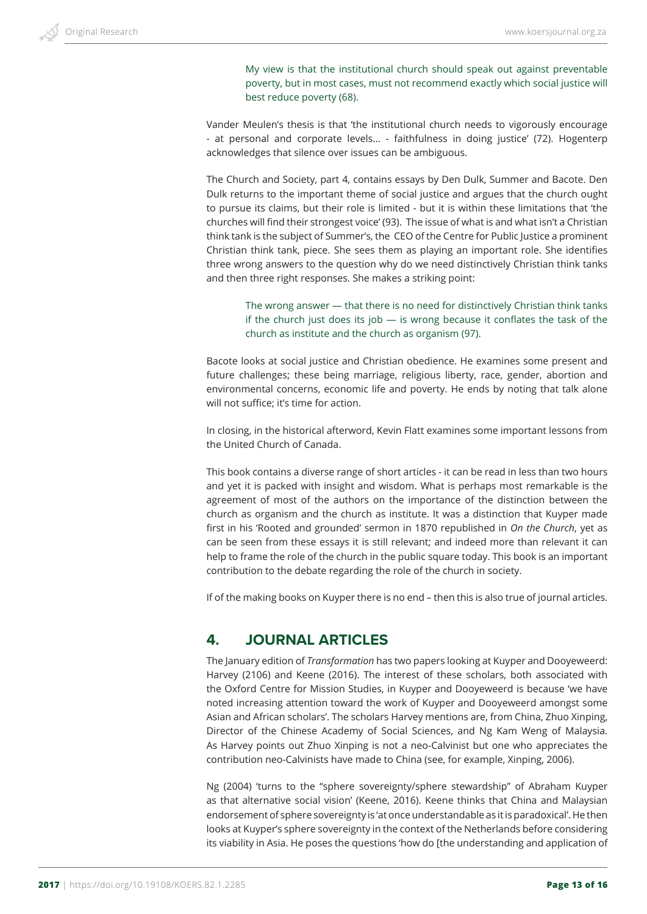> My view is that the institutional church should speak out against preventable poverty, but in most cases, must not recommend exactly which social justice will best reduce poverty (68).

Vander Meulen's thesis is that 'the institutional church needs to vigorously encourage - at personal and corporate levels… - faithfulness in doing justice' (72). Hogenterp acknowledges that silence over issues can be ambiguous.

The Church and Society, part 4, contains essays by Den Dulk, Summer and Bacote. Den Dulk returns to the important theme of social justice and argues that the church ought to pursue its claims, but their role is limited - but it is within these limitations that 'the churches will find their strongest voice' (93). The issue of what is and what isn't a Christian think tank is the subject of Summer's, the CEO of the Centre for Public Justice a prominent Christian think tank, piece. She sees them as playing an important role. She identifies three wrong answers to the question why do we need distinctively Christian think tanks and then three right responses. She makes a striking point:

> The wrong answer — that there is no need for distinctively Christian think tanks if the church just does its job — is wrong because it conflates the task of the church as institute and the church as organism (97).

Bacote looks at social justice and Christian obedience. He examines some present and future challenges; these being marriage, religious liberty, race, gender, abortion and environmental concerns, economic life and poverty. He ends by noting that talk alone will not suffice; it's time for action.

In closing, in the historical afterword, Kevin Flatt examines some important lessons from the United Church of Canada.

This book contains a diverse range of short articles - it can be read in less than two hours and yet it is packed with insight and wisdom. What is perhaps most remarkable is the agreement of most of the authors on the importance of the distinction between the church as organism and the church as institute. It was a distinction that Kuyper made first in his 'Rooted and grounded' sermon in 1870 republished in *On the Church*, yet as can be seen from these essays it is still relevant; and indeed more than relevant it can help to frame the role of the church in the public square today. This book is an important contribution to the debate regarding the role of the church in society.

If of the making books on Kuyper there is no end – then this is also true of journal articles.

## 4. JOURNAL ARTICLES

The January edition of *Transformation* has two papers looking at Kuyper and Dooyeweerd: Harvey (2106) and Keene (2016). The interest of these scholars, both associated with the Oxford Centre for Mission Studies, in Kuyper and Dooyeweerd is because 'we have noted increasing attention toward the work of Kuyper and Dooyeweerd amongst some Asian and African scholars'. The scholars Harvey mentions are, from China, Zhuo Xinping, Director of the Chinese Academy of Social Sciences, and Ng Kam Weng of Malaysia. As Harvey points out Zhuo Xinping is not a neo-Calvinist but one who appreciates the contribution neo-Calvinists have made to China (see, for example, Xinping, 2006).

Ng (2004) 'turns to the "sphere sovereignty/sphere stewardship" of Abraham Kuyper as that alternative social vision' (Keene, 2016). Keene thinks that China and Malaysian endorsement of sphere sovereignty is 'at once understandable as it is paradoxical'. He then looks at Kuyper's sphere sovereignty in the context of the Netherlands before considering its viability in Asia. He poses the questions 'how do [the understanding and application of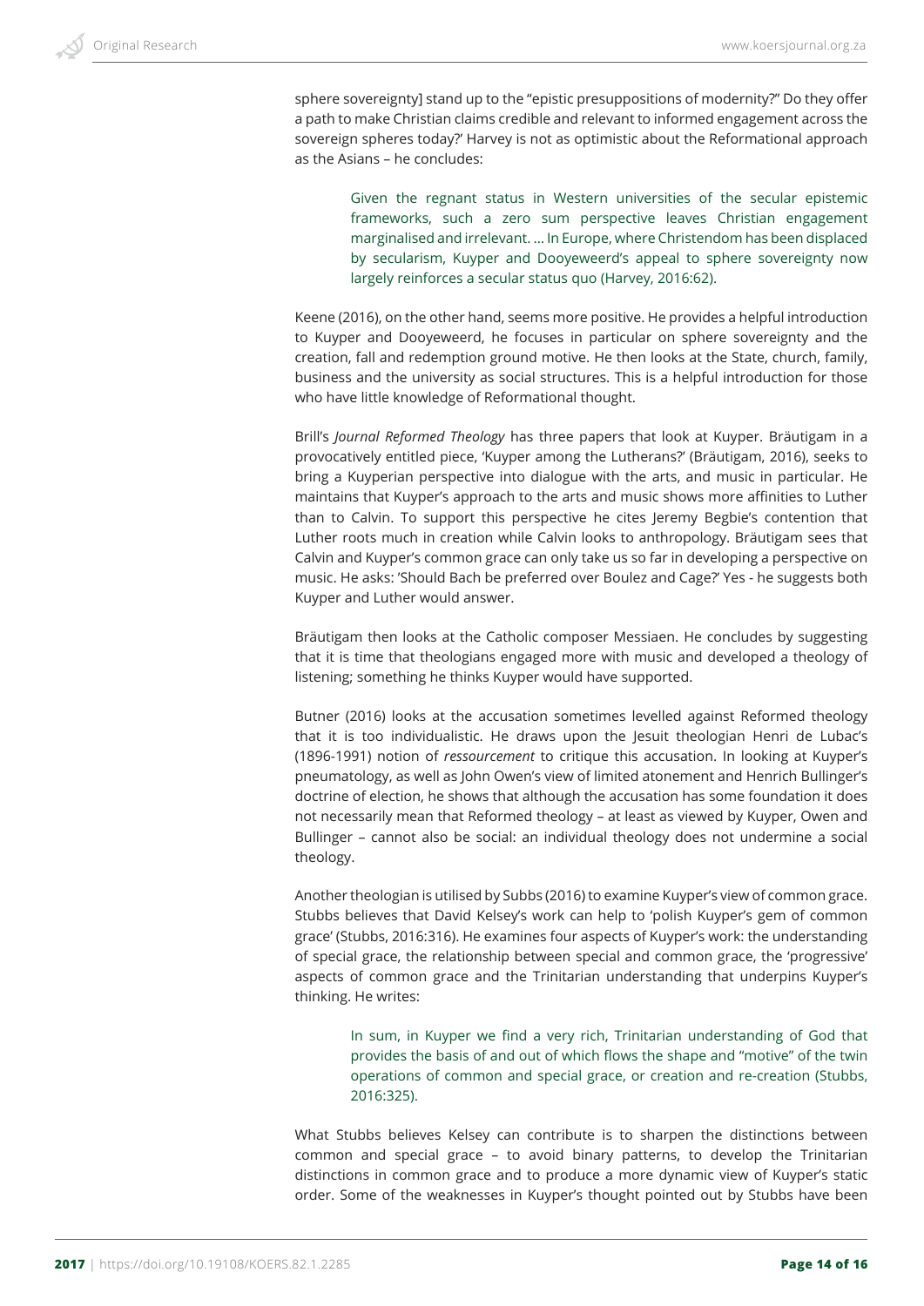sphere sovereignty] stand up to the "epistic presuppositions of modernity?" Do they offer a path to make Christian claims credible and relevant to informed engagement across the sovereign spheres today?' Harvey is not as optimistic about the Reformational approach as the Asians – he concludes:

> Given the regnant status in Western universities of the secular epistemic frameworks, such a zero sum perspective leaves Christian engagement marginalised and irrelevant. … In Europe, where Christendom has been displaced by secularism, Kuyper and Dooyeweerd's appeal to sphere sovereignty now largely reinforces a secular status quo (Harvey, 2016:62).

Keene (2016), on the other hand, seems more positive. He provides a helpful introduction to Kuyper and Dooyeweerd, he focuses in particular on sphere sovereignty and the creation, fall and redemption ground motive. He then looks at the State, church, family, business and the university as social structures. This is a helpful introduction for those who have little knowledge of Reformational thought.

Brill's *Journal Reformed Theology* has three papers that look at Kuyper. Bräutigam in a provocatively entitled piece, 'Kuyper among the Lutherans?' (Bräutigam, 2016), seeks to bring a Kuyperian perspective into dialogue with the arts, and music in particular. He maintains that Kuyper's approach to the arts and music shows more affinities to Luther than to Calvin. To support this perspective he cites Jeremy Begbie's contention that Luther roots much in creation while Calvin looks to anthropology. Bräutigam sees that Calvin and Kuyper's common grace can only take us so far in developing a perspective on music. He asks: 'Should Bach be preferred over Boulez and Cage?' Yes - he suggests both Kuyper and Luther would answer.

Bräutigam then looks at the Catholic composer Messiaen. He concludes by suggesting that it is time that theologians engaged more with music and developed a theology of listening; something he thinks Kuyper would have supported.

Butner (2016) looks at the accusation sometimes levelled against Reformed theology that it is too individualistic. He draws upon the Jesuit theologian Henri de Lubac's (1896-1991) notion of *ressourcement* to critique this accusation. In looking at Kuyper's pneumatology, as well as John Owen's view of limited atonement and Henrich Bullinger's doctrine of election, he shows that although the accusation has some foundation it does not necessarily mean that Reformed theology – at least as viewed by Kuyper, Owen and Bullinger – cannot also be social: an individual theology does not undermine a social theology.

Another theologian is utilised by Subbs (2016) to examine Kuyper's view of common grace. Stubbs believes that David Kelsey's work can help to 'polish Kuyper's gem of common grace' (Stubbs, 2016:316). He examines four aspects of Kuyper's work: the understanding of special grace, the relationship between special and common grace, the 'progressive' aspects of common grace and the Trinitarian understanding that underpins Kuyper's thinking. He writes:

> In sum, in Kuyper we find a very rich, Trinitarian understanding of God that provides the basis of and out of which flows the shape and "motive" of the twin operations of common and special grace, or creation and re-creation (Stubbs, 2016:325).

What Stubbs believes Kelsey can contribute is to sharpen the distinctions between common and special grace – to avoid binary patterns, to develop the Trinitarian distinctions in common grace and to produce a more dynamic view of Kuyper's static order. Some of the weaknesses in Kuyper's thought pointed out by Stubbs have been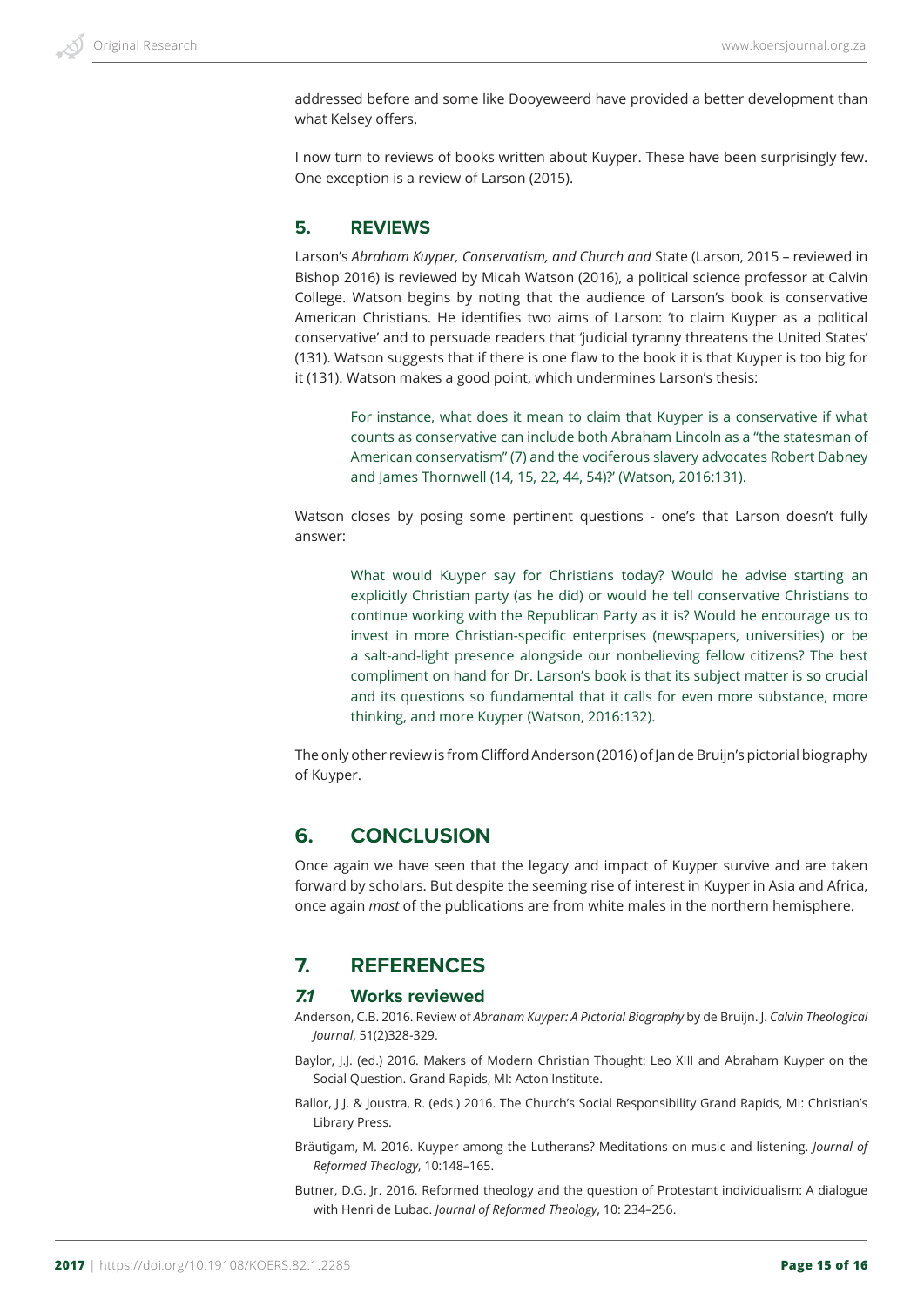addressed before and some like Dooyeweerd have provided a better development than what Kelsey offers.

I now turn to reviews of books written about Kuyper. These have been surprisingly few. One exception is a review of Larson (2015).

## 5. REVIEWS

Larson's *Abraham Kuyper, Conservatism, and Church and* State (Larson, 2015 – reviewed in Bishop 2016) is reviewed by Micah Watson (2016), a political science professor at Calvin College. Watson begins by noting that the audience of Larson's book is conservative American Christians. He identifies two aims of Larson: 'to claim Kuyper as a political conservative' and to persuade readers that 'judicial tyranny threatens the United States' (131). Watson suggests that if there is one flaw to the book it is that Kuyper is too big for it (131). Watson makes a good point, which undermines Larson's thesis:

> For instance, what does it mean to claim that Kuyper is a conservative if what counts as conservative can include both Abraham Lincoln as a "the statesman of American conservatism" (7) and the vociferous slavery advocates Robert Dabney and James Thornwell (14, 15, 22, 44, 54)?' (Watson, 2016:131).

Watson closes by posing some pertinent questions - one's that Larson doesn't fully answer:

> What would Kuyper say for Christians today? Would he advise starting an explicitly Christian party (as he did) or would he tell conservative Christians to continue working with the Republican Party as it is? Would he encourage us to invest in more Christian-specific enterprises (newspapers, universities) or be a salt-and-light presence alongside our nonbelieving fellow citizens? The best compliment on hand for Dr. Larson's book is that its subject matter is so crucial and its questions so fundamental that it calls for even more substance, more thinking, and more Kuyper (Watson, 2016:132).

The only other review is from Clifford Anderson (2016) of Jan de Bruijn's pictorial biography of Kuyper.

## 6. CONCLUSION

Once again we have seen that the legacy and impact of Kuyper survive and are taken forward by scholars. But despite the seeming rise of interest in Kuyper in Asia and Africa, once again *most* of the publications are from white males in the northern hemisphere.

## 7. REFERENCES

### *7.1* Works reviewed

Anderson, C.B. 2016. Review of *Abraham Kuyper: A Pictorial Biography* by de Bruijn. J. *Calvin Theological Journal*, 51(2)328-329.

Baylor, J.J. (ed.) 2016. Makers of Modern Christian Thought: Leo XIII and Abraham Kuyper on the Social Question. Grand Rapids, MI: Acton Institute.

Ballor, J J. & Joustra, R. (eds.) 2016. The Church's Social Responsibility Grand Rapids, MI: Christian's Library Press.

Bräutigam, M. 2016. Kuyper among the Lutherans? Meditations on music and listening. *Journal of Reformed Theology*, 10:148–165.

Butner, D.G. Jr. 2016. Reformed theology and the question of Protestant individualism: A dialogue with Henri de Lubac. *Journal of Reformed Theology*, 10: 234–256.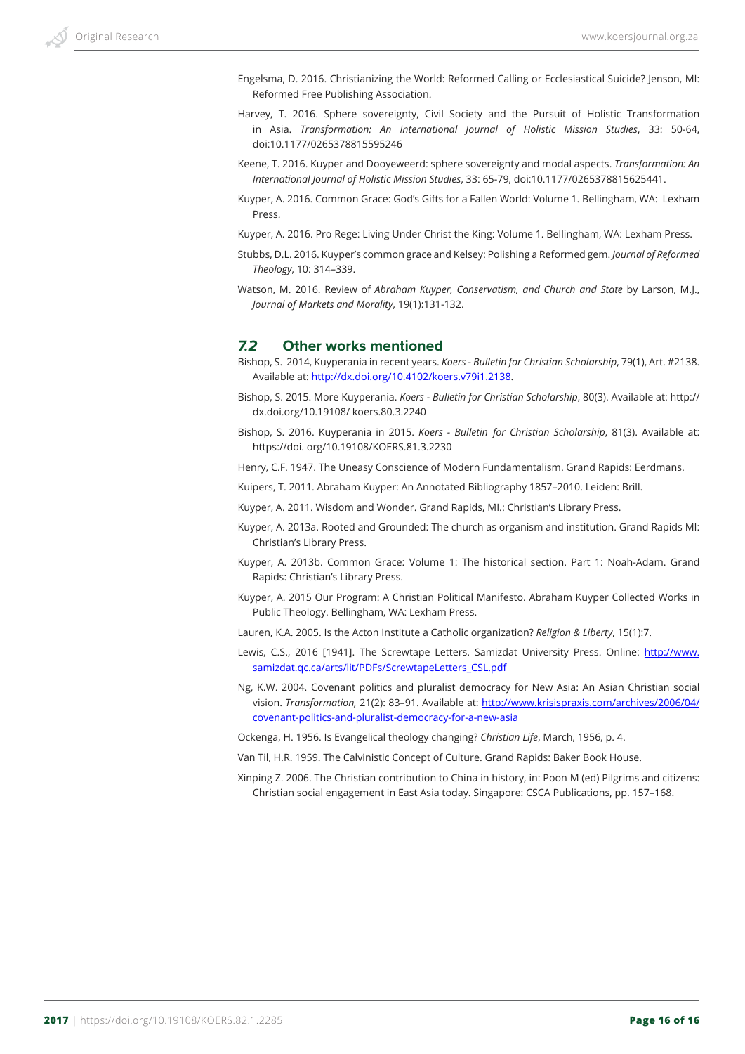Engelsma, D. 2016. Christianizing the World: Reformed Calling or Ecclesiastical Suicide? Jenson, MI: Reformed Free Publishing Association.

Harvey, T. 2016. Sphere sovereignty, Civil Society and the Pursuit of Holistic Transformation in Asia. *Transformation: An International Journal of Holistic Mission Studies*, 33: 50-64, doi:10.1177/0265378815595246

Keene, T. 2016. Kuyper and Dooyeweerd: sphere sovereignty and modal aspects. *Transformation: An International Journal of Holistic Mission Studies*, 33: 65-79, doi:10.1177/0265378815625441.

Kuyper, A. 2016. Common Grace: God's Gifts for a Fallen World: Volume 1. Bellingham, WA: Lexham Press.

Kuyper, A. 2016. Pro Rege: Living Under Christ the King: Volume 1. Bellingham, WA: Lexham Press.

Stubbs, D.L. 2016. Kuyper's common grace and Kelsey: Polishing a Reformed gem. *Journal of Reformed Theology*, 10: 314–339.

Watson, M. 2016. Review of *Abraham Kuyper, Conservatism, and Church and State* by Larson, M.J., *Journal of Markets and Morality*, 19(1):131-132.

## 7.2 Other works mentioned

Bishop, S. 2014, Kuyperania in recent years. *Koers - Bulletin for Christian Scholarship*, 79(1), Art. #2138. Available at: http://dx.doi.org/10.4102/koers.v79i1.2138.

Bishop, S. 2015. More Kuyperania. *Koers - Bulletin for Christian Scholarship*, 80(3). Available at: http://dx.doi.org/10.19108/ koers.80.3.2240

Bishop, S. 2016. Kuyperania in 2015. *Koers - Bulletin for Christian Scholarship*, 81(3). Available at: https://doi. org/10.19108/KOERS.81.3.2230

Henry, C.F. 1947. The Uneasy Conscience of Modern Fundamentalism. Grand Rapids: Eerdmans.

Kuipers, T. 2011. Abraham Kuyper: An Annotated Bibliography 1857–2010. Leiden: Brill.

Kuyper, A. 2011. Wisdom and Wonder. Grand Rapids, MI.: Christian's Library Press.

Kuyper, A. 2013a. Rooted and Grounded: The church as organism and institution. Grand Rapids MI: Christian's Library Press.

Kuyper, A. 2013b. Common Grace: Volume 1: The historical section. Part 1: Noah-Adam. Grand Rapids: Christian's Library Press.

Kuyper, A. 2015 Our Program: A Christian Political Manifesto. Abraham Kuyper Collected Works in Public Theology. Bellingham, WA: Lexham Press.

Lauren, K.A. 2005. Is the Acton Institute a Catholic organization? *Religion & Liberty*, 15(1):7.

Lewis, C.S., 2016 [1941]. The Screwtape Letters. Samizdat University Press. Online: http://www.samizdat.qc.ca/arts/lit/PDFs/ScrewtapeLetters_CSL.pdf

Ng, K.W. 2004. Covenant politics and pluralist democracy for New Asia: An Asian Christian social vision. *Transformation,* 21(2): 83–91. Available at: http://www.krisispraxis.com/archives/2006/04/covenant-politics-and-pluralist-democracy-for-a-new-asia

Ockenga, H. 1956. Is Evangelical theology changing? *Christian Life*, March, 1956, p. 4.

Van Til, H.R. 1959. The Calvinistic Concept of Culture. Grand Rapids: Baker Book House.

Xinping Z. 2006. The Christian contribution to China in history, in: Poon M (ed) Pilgrims and citizens: Christian social engagement in East Asia today. Singapore: CSCA Publications, pp. 157–168.